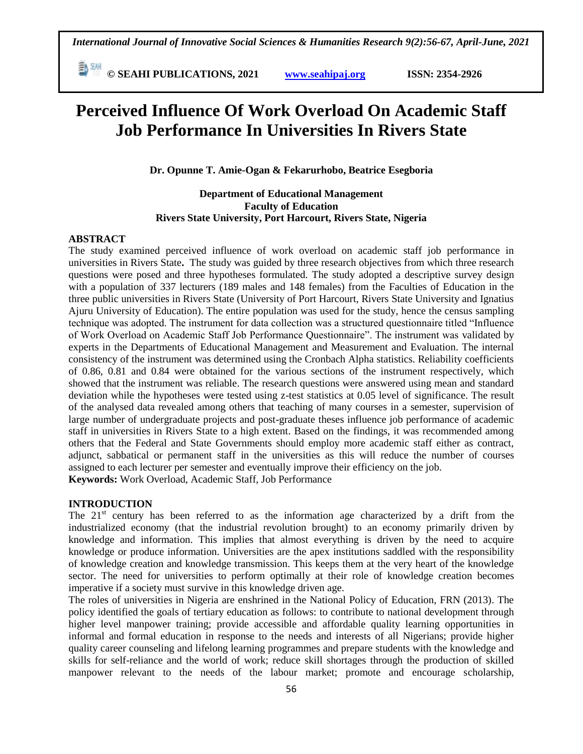# Perceived Influence Of Work Overload On Academic Staff Job Performance In Universities In Rivers State

**Dr. Opunne T. Amie-Ogan & Fekarurhobo, Beatrice Esegboria**

**Department of Educational Management**
**Faculty of Education**
**Rivers State University, Port Harcourt, Rivers State, Nigeria**

## ABSTRACT

The study examined perceived influence of work overload on academic staff job performance in universities in Rivers State**.** The study was guided by three research objectives from which three research questions were posed and three hypotheses formulated. The study adopted a descriptive survey design with a population of 337 lecturers (189 males and 148 females) from the Faculties of Education in the three public universities in Rivers State (University of Port Harcourt, Rivers State University and Ignatius Ajuru University of Education). The entire population was used for the study, hence the census sampling technique was adopted. The instrument for data collection was a structured questionnaire titled "Influence of Work Overload on Academic Staff Job Performance Questionnaire". The instrument was validated by experts in the Departments of Educational Management and Measurement and Evaluation. The internal consistency of the instrument was determined using the Cronbach Alpha statistics. Reliability coefficients of 0.86, 0.81 and 0.84 were obtained for the various sections of the instrument respectively, which showed that the instrument was reliable. The research questions were answered using mean and standard deviation while the hypotheses were tested using z-test statistics at 0.05 level of significance. The result of the analysed data revealed among others that teaching of many courses in a semester, supervision of large number of undergraduate projects and post-graduate theses influence job performance of academic staff in universities in Rivers State to a high extent. Based on the findings, it was recommended among others that the Federal and State Governments should employ more academic staff either as contract, adjunct, sabbatical or permanent staff in the universities as this will reduce the number of courses assigned to each lecturer per semester and eventually improve their efficiency on the job.

**Keywords:** Work Overload, Academic Staff, Job Performance

## INTRODUCTION

The 21$^{st}$ century has been referred to as the information age characterized by a drift from the industrialized economy (that the industrial revolution brought) to an economy primarily driven by knowledge and information. This implies that almost everything is driven by the need to acquire knowledge or produce information. Universities are the apex institutions saddled with the responsibility of knowledge creation and knowledge transmission. This keeps them at the very heart of the knowledge sector. The need for universities to perform optimally at their role of knowledge creation becomes imperative if a society must survive in this knowledge driven age.

The roles of universities in Nigeria are enshrined in the National Policy of Education, FRN (2013). The policy identified the goals of tertiary education as follows: to contribute to national development through higher level manpower training; provide accessible and affordable quality learning opportunities in informal and formal education in response to the needs and interests of all Nigerians; provide higher quality career counseling and lifelong learning programmes and prepare students with the knowledge and skills for self-reliance and the world of work; reduce skill shortages through the production of skilled manpower relevant to the needs of the labour market; promote and encourage scholarship,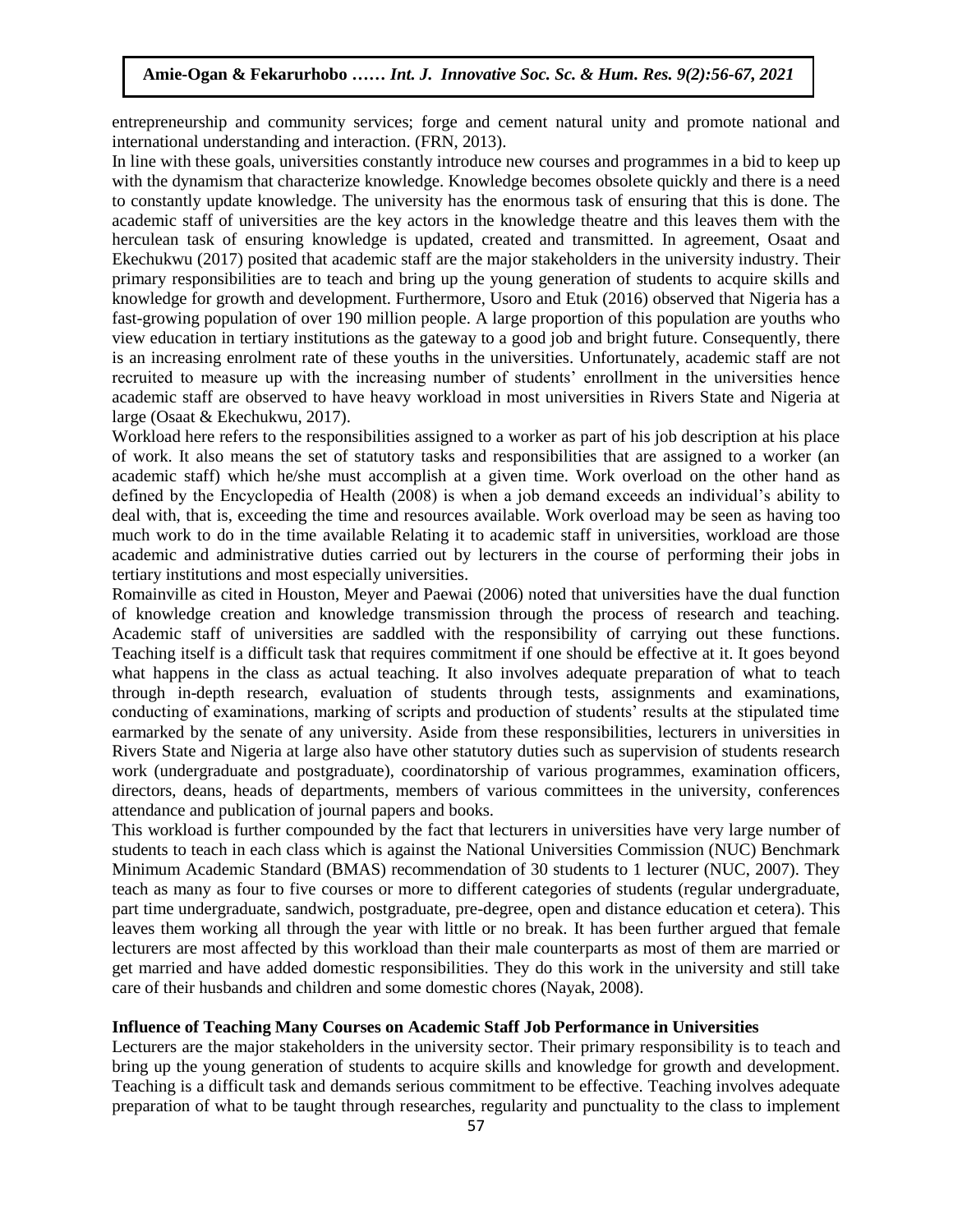entrepreneurship and community services; forge and cement natural unity and promote national and international understanding and interaction. (FRN, 2013).

In line with these goals, universities constantly introduce new courses and programmes in a bid to keep up with the dynamism that characterize knowledge. Knowledge becomes obsolete quickly and there is a need to constantly update knowledge. The university has the enormous task of ensuring that this is done. The academic staff of universities are the key actors in the knowledge theatre and this leaves them with the herculean task of ensuring knowledge is updated, created and transmitted. In agreement, Osaat and Ekechukwu (2017) posited that academic staff are the major stakeholders in the university industry. Their primary responsibilities are to teach and bring up the young generation of students to acquire skills and knowledge for growth and development. Furthermore, Usoro and Etuk (2016) observed that Nigeria has a fast-growing population of over 190 million people. A large proportion of this population are youths who view education in tertiary institutions as the gateway to a good job and bright future. Consequently, there is an increasing enrolment rate of these youths in the universities. Unfortunately, academic staff are not recruited to measure up with the increasing number of students' enrollment in the universities hence academic staff are observed to have heavy workload in most universities in Rivers State and Nigeria at large (Osaat & Ekechukwu, 2017).

Workload here refers to the responsibilities assigned to a worker as part of his job description at his place of work. It also means the set of statutory tasks and responsibilities that are assigned to a worker (an academic staff) which he/she must accomplish at a given time. Work overload on the other hand as defined by the Encyclopedia of Health (2008) is when a job demand exceeds an individual's ability to deal with, that is, exceeding the time and resources available. Work overload may be seen as having too much work to do in the time available Relating it to academic staff in universities, workload are those academic and administrative duties carried out by lecturers in the course of performing their jobs in tertiary institutions and most especially universities.

Romainville as cited in Houston, Meyer and Paewai (2006) noted that universities have the dual function of knowledge creation and knowledge transmission through the process of research and teaching. Academic staff of universities are saddled with the responsibility of carrying out these functions. Teaching itself is a difficult task that requires commitment if one should be effective at it. It goes beyond what happens in the class as actual teaching. It also involves adequate preparation of what to teach through in-depth research, evaluation of students through tests, assignments and examinations, conducting of examinations, marking of scripts and production of students' results at the stipulated time earmarked by the senate of any university. Aside from these responsibilities, lecturers in universities in Rivers State and Nigeria at large also have other statutory duties such as supervision of students research work (undergraduate and postgraduate), coordinatorship of various programmes, examination officers, directors, deans, heads of departments, members of various committees in the university, conferences attendance and publication of journal papers and books.

This workload is further compounded by the fact that lecturers in universities have very large number of students to teach in each class which is against the National Universities Commission (NUC) Benchmark Minimum Academic Standard (BMAS) recommendation of 30 students to 1 lecturer (NUC, 2007). They teach as many as four to five courses or more to different categories of students (regular undergraduate, part time undergraduate, sandwich, postgraduate, pre-degree, open and distance education et cetera). This leaves them working all through the year with little or no break. It has been further argued that female lecturers are most affected by this workload than their male counterparts as most of them are married or get married and have added domestic responsibilities. They do this work in the university and still take care of their husbands and children and some domestic chores (Nayak, 2008).

**Influence of Teaching Many Courses on Academic Staff Job Performance in Universities**

Lecturers are the major stakeholders in the university sector. Their primary responsibility is to teach and bring up the young generation of students to acquire skills and knowledge for growth and development. Teaching is a difficult task and demands serious commitment to be effective. Teaching involves adequate preparation of what to be taught through researches, regularity and punctuality to the class to implement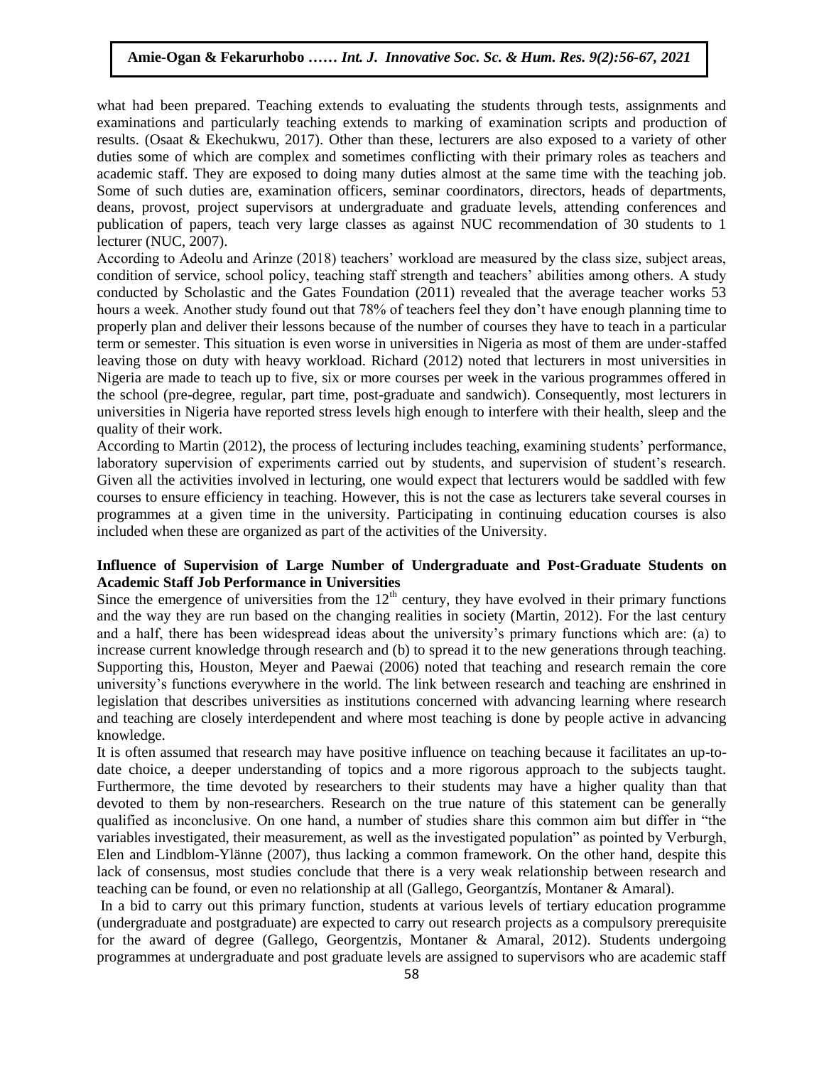what had been prepared. Teaching extends to evaluating the students through tests, assignments and examinations and particularly teaching extends to marking of examination scripts and production of results. (Osaat & Ekechukwu, 2017). Other than these, lecturers are also exposed to a variety of other duties some of which are complex and sometimes conflicting with their primary roles as teachers and academic staff. They are exposed to doing many duties almost at the same time with the teaching job. Some of such duties are, examination officers, seminar coordinators, directors, heads of departments, deans, provost, project supervisors at undergraduate and graduate levels, attending conferences and publication of papers, teach very large classes as against NUC recommendation of 30 students to 1 lecturer (NUC, 2007).

According to Adeolu and Arinze (2018) teachers' workload are measured by the class size, subject areas, condition of service, school policy, teaching staff strength and teachers' abilities among others. A study conducted by Scholastic and the Gates Foundation (2011) revealed that the average teacher works 53 hours a week. Another study found out that 78% of teachers feel they don't have enough planning time to properly plan and deliver their lessons because of the number of courses they have to teach in a particular term or semester. This situation is even worse in universities in Nigeria as most of them are under-staffed leaving those on duty with heavy workload. Richard (2012) noted that lecturers in most universities in Nigeria are made to teach up to five, six or more courses per week in the various programmes offered in the school (pre-degree, regular, part time, post-graduate and sandwich). Consequently, most lecturers in universities in Nigeria have reported stress levels high enough to interfere with their health, sleep and the quality of their work.

According to Martin (2012), the process of lecturing includes teaching, examining students' performance, laboratory supervision of experiments carried out by students, and supervision of student's research. Given all the activities involved in lecturing, one would expect that lecturers would be saddled with few courses to ensure efficiency in teaching. However, this is not the case as lecturers take several courses in programmes at a given time in the university. Participating in continuing education courses is also included when these are organized as part of the activities of the University.

**Influence of Supervision of Large Number of Undergraduate and Post-Graduate Students on Academic Staff Job Performance in Universities**

Since the emergence of universities from the 12th century, they have evolved in their primary functions and the way they are run based on the changing realities in society (Martin, 2012). For the last century and a half, there has been widespread ideas about the university's primary functions which are: (a) to increase current knowledge through research and (b) to spread it to the new generations through teaching. Supporting this, Houston, Meyer and Paewai (2006) noted that teaching and research remain the core university's functions everywhere in the world. The link between research and teaching are enshrined in legislation that describes universities as institutions concerned with advancing learning where research and teaching are closely interdependent and where most teaching is done by people active in advancing knowledge.

It is often assumed that research may have positive influence on teaching because it facilitates an up-to-date choice, a deeper understanding of topics and a more rigorous approach to the subjects taught. Furthermore, the time devoted by researchers to their students may have a higher quality than that devoted to them by non-researchers. Research on the true nature of this statement can be generally qualified as inconclusive. On one hand, a number of studies share this common aim but differ in "the variables investigated, their measurement, as well as the investigated population" as pointed by Verburgh, Elen and Lindblom-Ylänne (2007), thus lacking a common framework. On the other hand, despite this lack of consensus, most studies conclude that there is a very weak relationship between research and teaching can be found, or even no relationship at all (Gallego, Georgantzís, Montaner & Amaral).

In a bid to carry out this primary function, students at various levels of tertiary education programme (undergraduate and postgraduate) are expected to carry out research projects as a compulsory prerequisite for the award of degree (Gallego, Georgentzis, Montaner & Amaral, 2012). Students undergoing programmes at undergraduate and post graduate levels are assigned to supervisors who are academic staff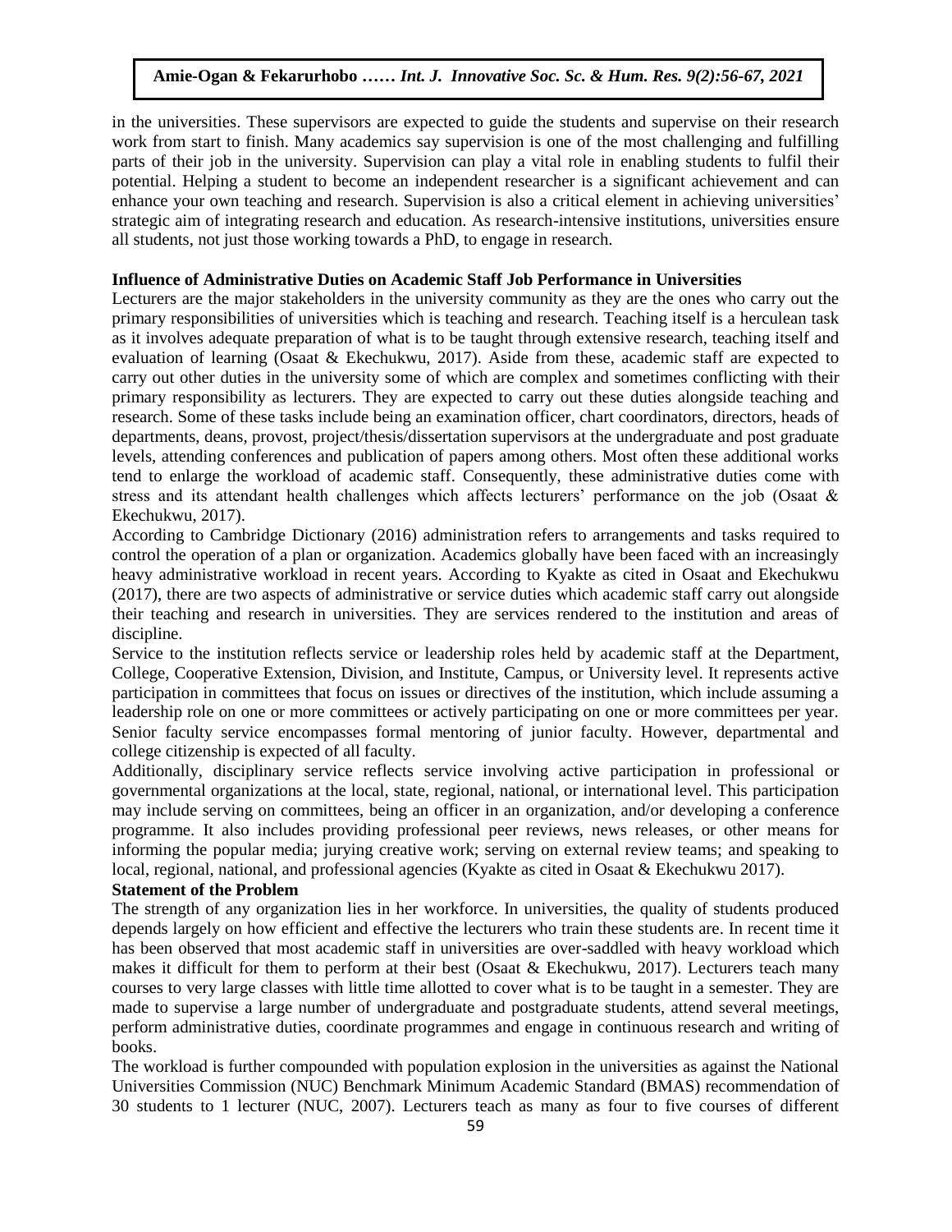in the universities. These supervisors are expected to guide the students and supervise on their research work from start to finish. Many academics say supervision is one of the most challenging and fulfilling parts of their job in the university. Supervision can play a vital role in enabling students to fulfil their potential. Helping a student to become an independent researcher is a significant achievement and can enhance your own teaching and research. Supervision is also a critical element in achieving universities' strategic aim of integrating research and education. As research-intensive institutions, universities ensure all students, not just those working towards a PhD, to engage in research.

**Influence of Administrative Duties on Academic Staff Job Performance in Universities**

Lecturers are the major stakeholders in the university community as they are the ones who carry out the primary responsibilities of universities which is teaching and research. Teaching itself is a herculean task as it involves adequate preparation of what is to be taught through extensive research, teaching itself and evaluation of learning (Osaat & Ekechukwu, 2017). Aside from these, academic staff are expected to carry out other duties in the university some of which are complex and sometimes conflicting with their primary responsibility as lecturers. They are expected to carry out these duties alongside teaching and research. Some of these tasks include being an examination officer, chart coordinators, directors, heads of departments, deans, provost, project/thesis/dissertation supervisors at the undergraduate and post graduate levels, attending conferences and publication of papers among others. Most often these additional works tend to enlarge the workload of academic staff. Consequently, these administrative duties come with stress and its attendant health challenges which affects lecturers' performance on the job (Osaat & Ekechukwu, 2017).

According to Cambridge Dictionary (2016) administration refers to arrangements and tasks required to control the operation of a plan or organization. Academics globally have been faced with an increasingly heavy administrative workload in recent years. According to Kyakte as cited in Osaat and Ekechukwu (2017), there are two aspects of administrative or service duties which academic staff carry out alongside their teaching and research in universities. They are services rendered to the institution and areas of discipline.

Service to the institution reflects service or leadership roles held by academic staff at the Department, College, Cooperative Extension, Division, and Institute, Campus, or University level. It represents active participation in committees that focus on issues or directives of the institution, which include assuming a leadership role on one or more committees or actively participating on one or more committees per year. Senior faculty service encompasses formal mentoring of junior faculty. However, departmental and college citizenship is expected of all faculty.

Additionally, disciplinary service reflects service involving active participation in professional or governmental organizations at the local, state, regional, national, or international level. This participation may include serving on committees, being an officer in an organization, and/or developing a conference programme. It also includes providing professional peer reviews, news releases, or other means for informing the popular media; jurying creative work; serving on external review teams; and speaking to local, regional, national, and professional agencies (Kyakte as cited in Osaat & Ekechukwu 2017).

**Statement of the Problem**

The strength of any organization lies in her workforce. In universities, the quality of students produced depends largely on how efficient and effective the lecturers who train these students are. In recent time it has been observed that most academic staff in universities are over-saddled with heavy workload which makes it difficult for them to perform at their best (Osaat & Ekechukwu, 2017). Lecturers teach many courses to very large classes with little time allotted to cover what is to be taught in a semester. They are made to supervise a large number of undergraduate and postgraduate students, attend several meetings, perform administrative duties, coordinate programmes and engage in continuous research and writing of books.

The workload is further compounded with population explosion in the universities as against the National Universities Commission (NUC) Benchmark Minimum Academic Standard (BMAS) recommendation of 30 students to 1 lecturer (NUC, 2007). Lecturers teach as many as four to five courses of different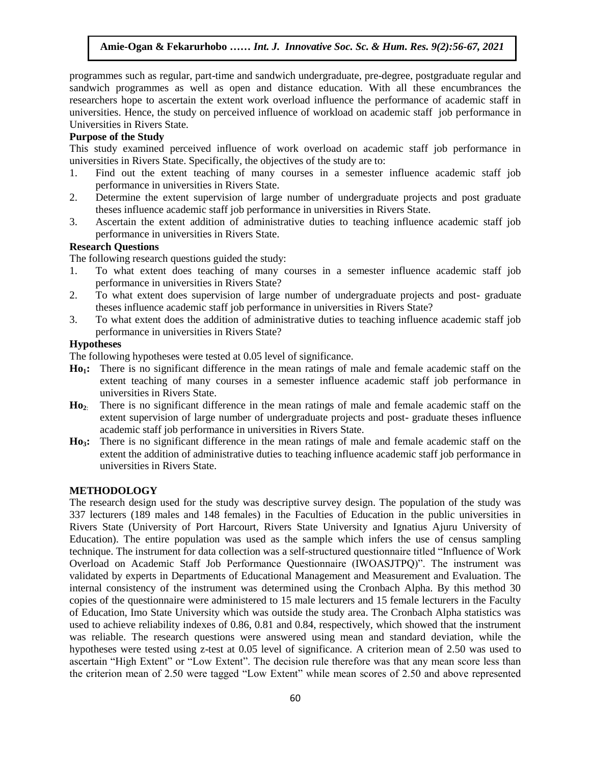programmes such as regular, part-time and sandwich undergraduate, pre-degree, postgraduate regular and sandwich programmes as well as open and distance education. With all these encumbrances the researchers hope to ascertain the extent work overload influence the performance of academic staff in universities. Hence, the study on perceived influence of workload on academic staff job performance in Universities in Rivers State.

### Purpose of the Study

This study examined perceived influence of work overload on academic staff job performance in universities in Rivers State. Specifically, the objectives of the study are to:

1. Find out the extent teaching of many courses in a semester influence academic staff job performance in universities in Rivers State.
2. Determine the extent supervision of large number of undergraduate projects and post graduate theses influence academic staff job performance in universities in Rivers State.
3. Ascertain the extent addition of administrative duties to teaching influence academic staff job performance in universities in Rivers State.

### Research Questions

The following research questions guided the study:

1. To what extent does teaching of many courses in a semester influence academic staff job performance in universities in Rivers State?
2. To what extent does supervision of large number of undergraduate projects and post- graduate theses influence academic staff job performance in universities in Rivers State?
3. To what extent does the addition of administrative duties to teaching influence academic staff job performance in universities in Rivers State?

### Hypotheses

The following hypotheses were tested at 0.05 level of significance.

**$Ho_1$:** There is no significant difference in the mean ratings of male and female academic staff on the extent teaching of many courses in a semester influence academic staff job performance in universities in Rivers State.

**$Ho_2$:** There is no significant difference in the mean ratings of male and female academic staff on the extent supervision of large number of undergraduate projects and post- graduate theses influence academic staff job performance in universities in Rivers State.

**$Ho_3$:** There is no significant difference in the mean ratings of male and female academic staff on the extent the addition of administrative duties to teaching influence academic staff job performance in universities in Rivers State.

## METHODOLOGY

The research design used for the study was descriptive survey design. The population of the study was 337 lecturers (189 males and 148 females) in the Faculties of Education in the public universities in Rivers State (University of Port Harcourt, Rivers State University and Ignatius Ajuru University of Education). The entire population was used as the sample which infers the use of census sampling technique. The instrument for data collection was a self-structured questionnaire titled "Influence of Work Overload on Academic Staff Job Performance Questionnaire (IWOASJTPQ)". The instrument was validated by experts in Departments of Educational Management and Measurement and Evaluation. The internal consistency of the instrument was determined using the Cronbach Alpha. By this method 30 copies of the questionnaire were administered to 15 male lecturers and 15 female lecturers in the Faculty of Education, Imo State University which was outside the study area. The Cronbach Alpha statistics was used to achieve reliability indexes of 0.86, 0.81 and 0.84, respectively, which showed that the instrument was reliable. The research questions were answered using mean and standard deviation, while the hypotheses were tested using z-test at 0.05 level of significance. A criterion mean of 2.50 was used to ascertain "High Extent" or "Low Extent". The decision rule therefore was that any mean score less than the criterion mean of 2.50 were tagged "Low Extent" while mean scores of 2.50 and above represented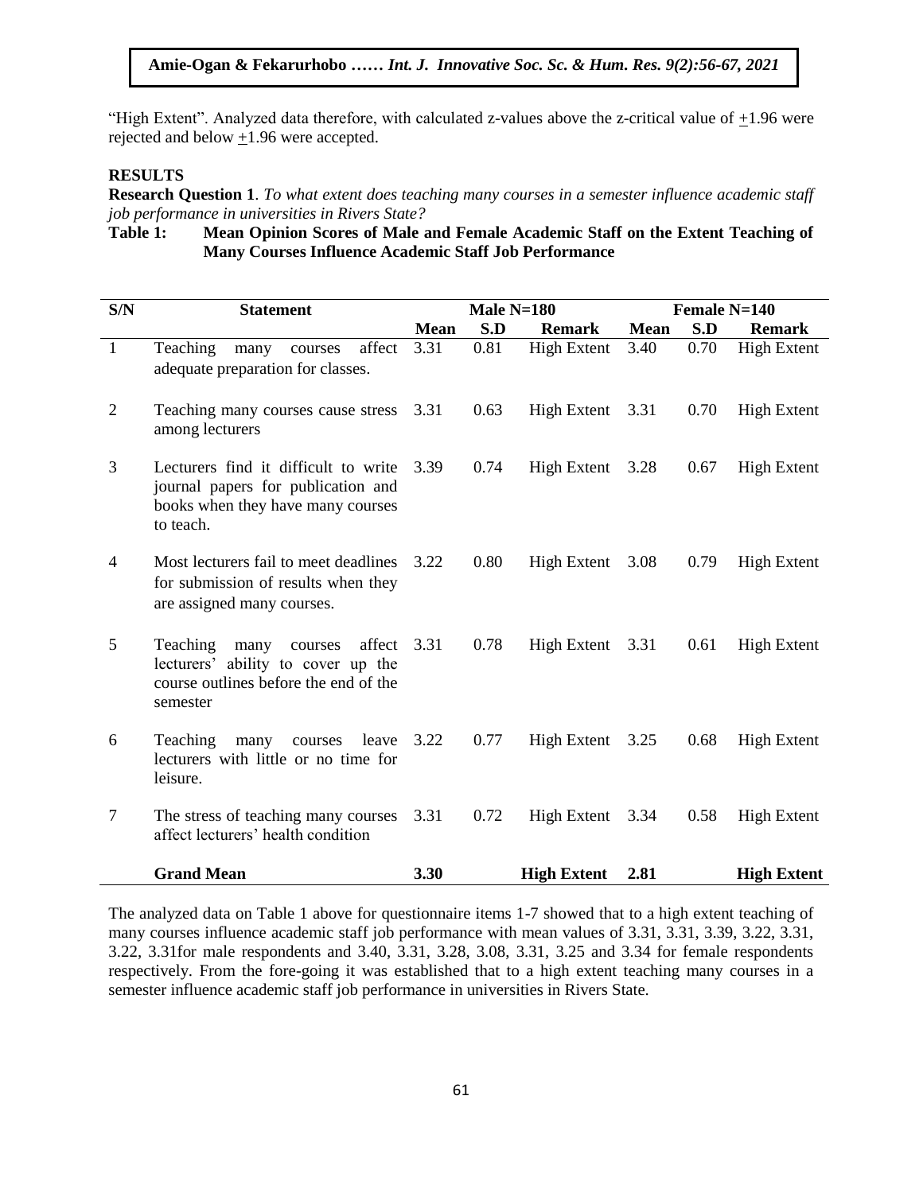"High Extent". Analyzed data therefore, with calculated z-values above the z-critical value of $\pm1.96$ were rejected and below $\pm1.96$ were accepted.

## RESULTS

**Research Question 1**. *To what extent does teaching many courses in a semester influence academic staff job performance in universities in Rivers State?*

**Table 1: Mean Opinion Scores of Male and Female Academic Staff on the Extent Teaching of Many Courses Influence Academic Staff Job Performance**

| S/N | Statement | Male N=180 | | | Female N=140 | | |
|---|---|---|---|---|---|---|---|
| | | Mean | S.D | Remark | Mean | S.D | Remark |
| 1 | Teaching many courses affect adequate preparation for classes. | 3.31 | 0.81 | High Extent | 3.40 | 0.70 | High Extent |
| 2 | Teaching many courses cause stress among lecturers | 3.31 | 0.63 | High Extent | 3.31 | 0.70 | High Extent |
| 3 | Lecturers find it difficult to write journal papers for publication and books when they have many courses to teach. | 3.39 | 0.74 | High Extent | 3.28 | 0.67 | High Extent |
| 4 | Most lecturers fail to meet deadlines for submission of results when they are assigned many courses. | 3.22 | 0.80 | High Extent | 3.08 | 0.79 | High Extent |
| 5 | Teaching many courses affect lecturers' ability to cover up the course outlines before the end of the semester | 3.31 | 0.78 | High Extent | 3.31 | 0.61 | High Extent |
| 6 | Teaching many courses leave lecturers with little or no time for leisure. | 3.22 | 0.77 | High Extent | 3.25 | 0.68 | High Extent |
| 7 | The stress of teaching many courses affect lecturers' health condition | 3.31 | 0.72 | High Extent | 3.34 | 0.58 | High Extent |
| | **Grand Mean** | **3.30** | | **High Extent** | **2.81** | | **High Extent** |

The analyzed data on Table 1 above for questionnaire items 1-7 showed that to a high extent teaching of many courses influence academic staff job performance with mean values of 3.31, 3.31, 3.39, 3.22, 3.31, 3.22, 3.31for male respondents and 3.40, 3.31, 3.28, 3.08, 3.31, 3.25 and 3.34 for female respondents respectively. From the fore-going it was established that to a high extent teaching many courses in a semester influence academic staff job performance in universities in Rivers State.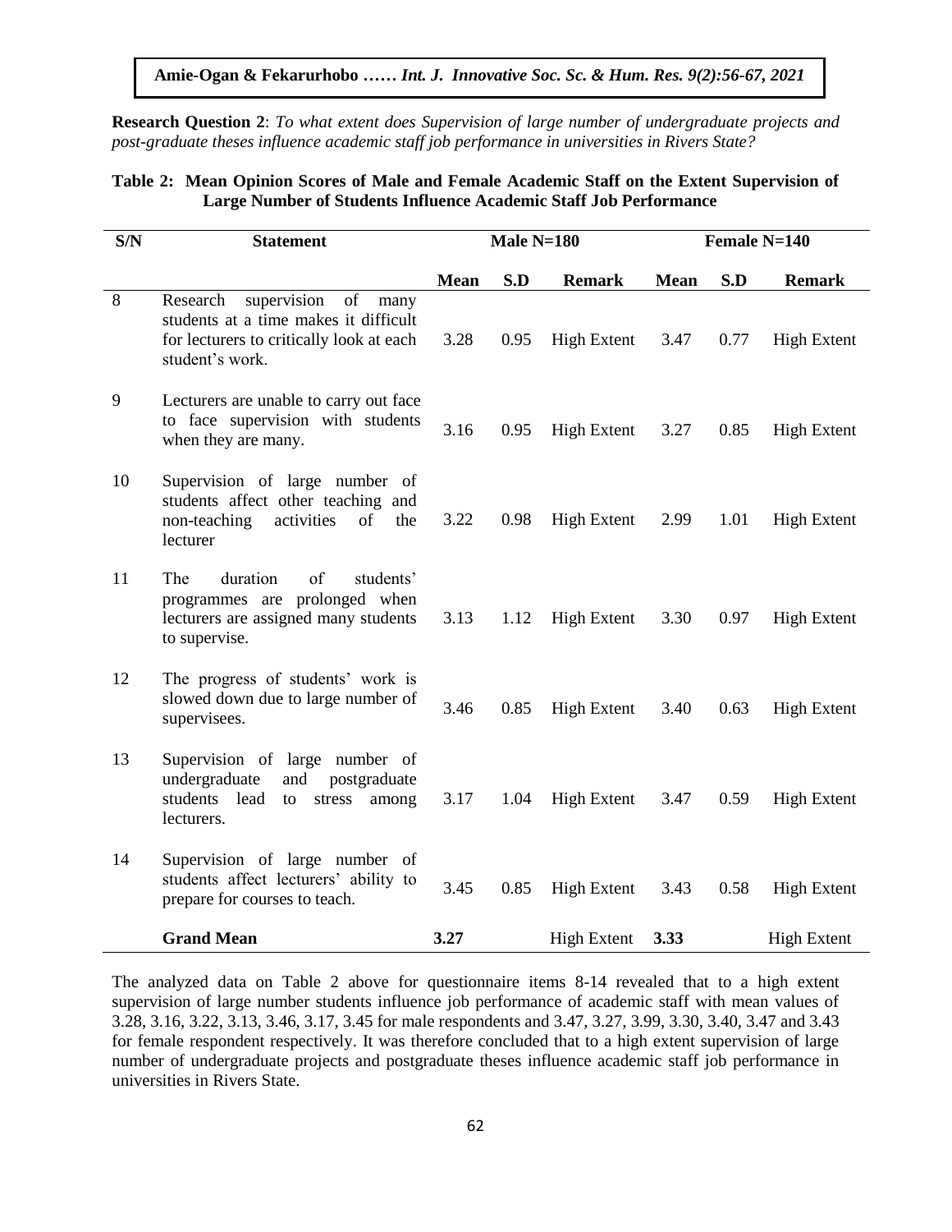**Research Question 2**: *To what extent does Supervision of large number of undergraduate projects and post-graduate theses influence academic staff job performance in universities in Rivers State?*

**Table 2: Mean Opinion Scores of Male and Female Academic Staff on the Extent Supervision of Large Number of Students Influence Academic Staff Job Performance**

| S/N | Statement | Male N=180 | | | Female N=140 | | |
|---|---|---|---|---|---|---|---|
| | | **Mean** | **S.D** | **Remark** | **Mean** | **S.D** | **Remark** |
| 8 | Research supervision of many students at a time makes it difficult for lecturers to critically look at each student's work. | 3.28 | 0.95 | High Extent | 3.47 | 0.77 | High Extent |
| 9 | Lecturers are unable to carry out face to face supervision with students when they are many. | 3.16 | 0.95 | High Extent | 3.27 | 0.85 | High Extent |
| 10 | Supervision of large number of students affect other teaching and non-teaching activities of the lecturer | 3.22 | 0.98 | High Extent | 2.99 | 1.01 | High Extent |
| 11 | The duration of students' programmes are prolonged when lecturers are assigned many students to supervise. | 3.13 | 1.12 | High Extent | 3.30 | 0.97 | High Extent |
| 12 | The progress of students' work is slowed down due to large number of supervisees. | 3.46 | 0.85 | High Extent | 3.40 | 0.63 | High Extent |
| 13 | Supervision of large number of undergraduate and postgraduate students lead to stress among lecturers. | 3.17 | 1.04 | High Extent | 3.47 | 0.59 | High Extent |
| 14 | Supervision of large number of students affect lecturers' ability to prepare for courses to teach. | 3.45 | 0.85 | High Extent | 3.43 | 0.58 | High Extent |
| | **Grand Mean** | **3.27** | | High Extent | **3.33** | | High Extent |

The analyzed data on Table 2 above for questionnaire items 8-14 revealed that to a high extent supervision of large number students influence job performance of academic staff with mean values of 3.28, 3.16, 3.22, 3.13, 3.46, 3.17, 3.45 for male respondents and 3.47, 3.27, 3.99, 3.30, 3.40, 3.47 and 3.43 for female respondent respectively. It was therefore concluded that to a high extent supervision of large number of undergraduate projects and postgraduate theses influence academic staff job performance in universities in Rivers State.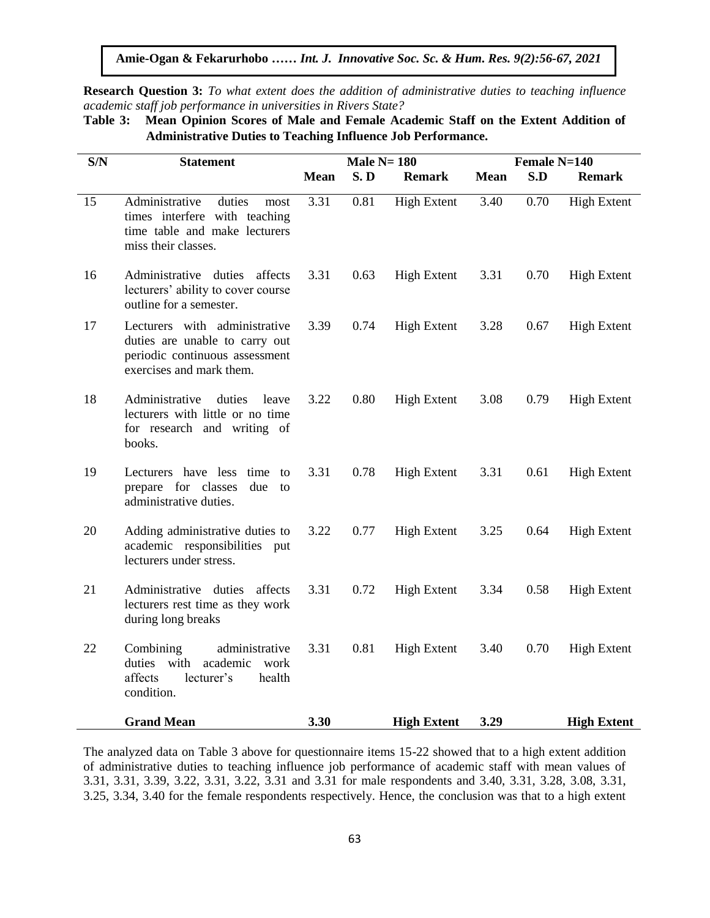**Research Question 3:** *To what extent does the addition of administrative duties to teaching influence academic staff job performance in universities in Rivers State?*

**Table 3: Mean Opinion Scores of Male and Female Academic Staff on the Extent Addition of Administrative Duties to Teaching Influence Job Performance.**

| S/N | Statement | Male N= 180 | | | Female N=140 | | |
|---|---|---|---|---|---|---|---|
| | | Mean | S. D | Remark | Mean | S.D | Remark |
| 15 | Administrative duties most times interfere with teaching time table and make lecturers miss their classes. | 3.31 | 0.81 | High Extent | 3.40 | 0.70 | High Extent |
| 16 | Administrative duties affects lecturers' ability to cover course outline for a semester. | 3.31 | 0.63 | High Extent | 3.31 | 0.70 | High Extent |
| 17 | Lecturers with administrative duties are unable to carry out periodic continuous assessment exercises and mark them. | 3.39 | 0.74 | High Extent | 3.28 | 0.67 | High Extent |
| 18 | Administrative duties leave lecturers with little or no time for research and writing of books. | 3.22 | 0.80 | High Extent | 3.08 | 0.79 | High Extent |
| 19 | Lecturers have less time to prepare for classes due to administrative duties. | 3.31 | 0.78 | High Extent | 3.31 | 0.61 | High Extent |
| 20 | Adding administrative duties to academic responsibilities put lecturers under stress. | 3.22 | 0.77 | High Extent | 3.25 | 0.64 | High Extent |
| 21 | Administrative duties affects lecturers rest time as they work during long breaks | 3.31 | 0.72 | High Extent | 3.34 | 0.58 | High Extent |
| 22 | Combining administrative duties with academic work affects lecturer's health condition. | 3.31 | 0.81 | High Extent | 3.40 | 0.70 | High Extent |
| | **Grand Mean** | **3.30** | | **High Extent** | **3.29** | | **High Extent** |

The analyzed data on Table 3 above for questionnaire items 15-22 showed that to a high extent addition of administrative duties to teaching influence job performance of academic staff with mean values of 3.31, 3.31, 3.39, 3.22, 3.31, 3.22, 3.31 and 3.31 for male respondents and 3.40, 3.31, 3.28, 3.08, 3.31, 3.25, 3.34, 3.40 for the female respondents respectively. Hence, the conclusion was that to a high extent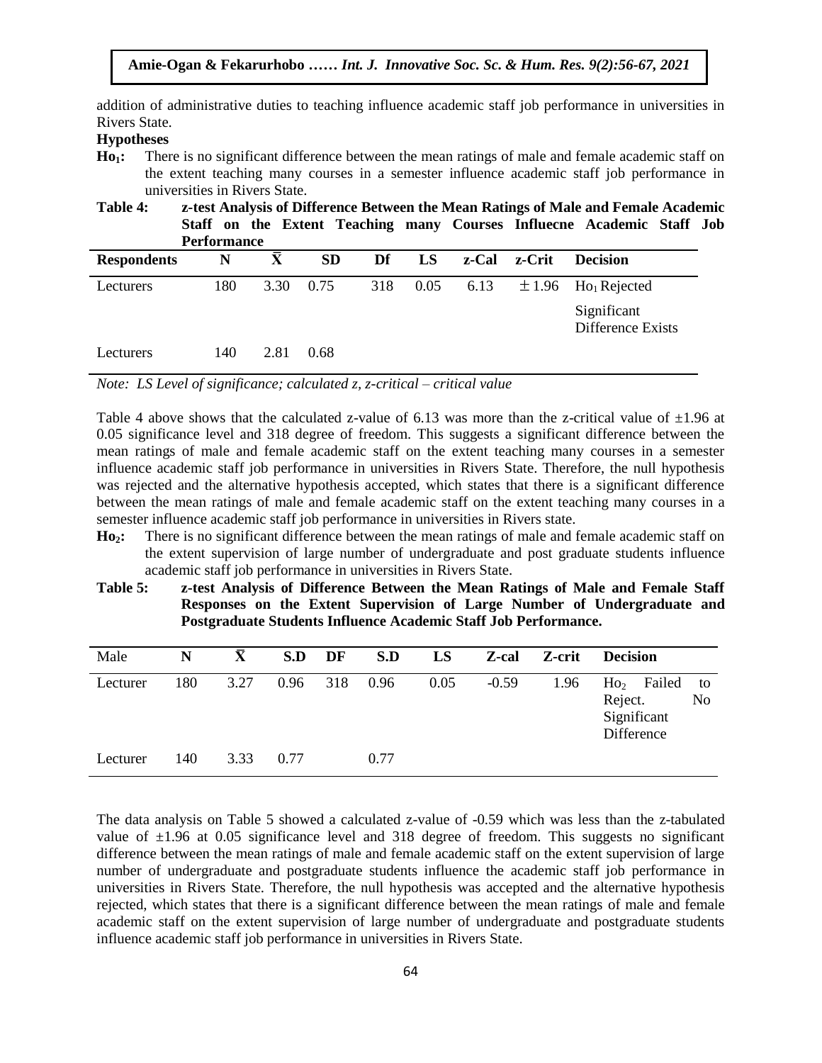addition of administrative duties to teaching influence academic staff job performance in universities in Rivers State.

**Hypotheses**

**$Ho_1$:** There is no significant difference between the mean ratings of male and female academic staff on the extent teaching many courses in a semester influence academic staff job performance in universities in Rivers State.

**Table 4: z-test Analysis of Difference Between the Mean Ratings of Male and Female Academic Staff on the Extent Teaching many Courses Influecne Academic Staff Job Performance**

| Respondents | N | $\bar{X}$ | SD | Df | LS | z-Cal | z-Crit | Decision |
|---|---|---|---|---|---|---|---|---|
| Lecturers | 180 | 3.30 | 0.75 | 318 | 0.05 | 6.13 | $\pm 1.96$ | $Ho_1$ Rejected<br>Significant Difference Exists |
| Lecturers | 140 | 2.81 | 0.68 | | | | | |

*Note: LS Level of significance; calculated z, z-critical – critical value*

Table 4 above shows that the calculated z-value of 6.13 was more than the z-critical value of ±1.96 at 0.05 significance level and 318 degree of freedom. This suggests a significant difference between the mean ratings of male and female academic staff on the extent teaching many courses in a semester influence academic staff job performance in universities in Rivers State. Therefore, the null hypothesis was rejected and the alternative hypothesis accepted, which states that there is a significant difference between the mean ratings of male and female academic staff on the extent teaching many courses in a semester influence academic staff job performance in universities in Rivers state.

**$Ho_2$:** There is no significant difference between the mean ratings of male and female academic staff on the extent supervision of large number of undergraduate and post graduate students influence academic staff job performance in universities in Rivers State.

**Table 5: z-test Analysis of Difference Between the Mean Ratings of Male and Female Staff Responses on the Extent Supervision of Large Number of Undergraduate and Postgraduate Students Influence Academic Staff Job Performance.**

| Male | N | $\bar{X}$ | S.D | DF | S.D | LS | Z-cal | Z-crit | Decision |
|---|---|---|---|---|---|---|---|---|---|
| Lecturer | 180 | 3.27 | 0.96 | 318 | 0.96 | 0.05 | -0.59 | 1.96 | $Ho_2$ Failed to Reject. No Significant Difference |
| Lecturer | 140 | 3.33 | 0.77 | | 0.77 | | | | |

The data analysis on Table 5 showed a calculated z-value of -0.59 which was less than the z-tabulated value of ±1.96 at 0.05 significance level and 318 degree of freedom. This suggests no significant difference between the mean ratings of male and female academic staff on the extent supervision of large number of undergraduate and postgraduate students influence the academic staff job performance in universities in Rivers State. Therefore, the null hypothesis was accepted and the alternative hypothesis rejected, which states that there is a significant difference between the mean ratings of male and female academic staff on the extent supervision of large number of undergraduate and postgraduate students influence academic staff job performance in universities in Rivers State.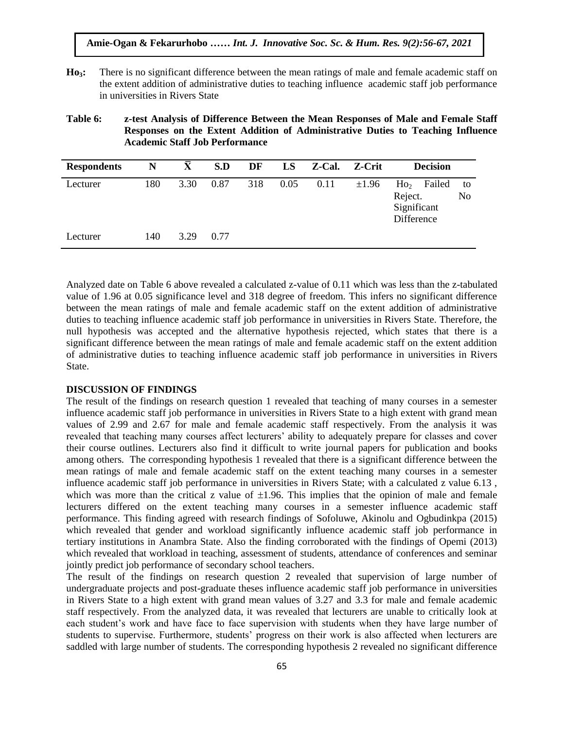**$Ho_3$:** There is no significant difference between the mean ratings of male and female academic staff on the extent addition of administrative duties to teaching influence academic staff job performance in universities in Rivers State

**Table 6: z-test Analysis of Difference Between the Mean Responses of Male and Female Staff Responses on the Extent Addition of Administrative Duties to Teaching Influence Academic Staff Job Performance**

| Respondents | N | $\bar{X}$ | S.D | DF | LS | Z-Cal. | Z-Crit | Decision |
|---|---|---|---|---|---|---|---|---|
| Lecturer | 180 | 3.30 | 0.87 | 318 | 0.05 | 0.11 | ±1.96 | $Ho_2$ Failed to Reject. No Significant Difference |
| Lecturer | 140 | 3.29 | 0.77 | | | | | |

Analyzed date on Table 6 above revealed a calculated z-value of 0.11 which was less than the z-tabulated value of 1.96 at 0.05 significance level and 318 degree of freedom. This infers no significant difference between the mean ratings of male and female academic staff on the extent addition of administrative duties to teaching influence academic staff job performance in universities in Rivers State. Therefore, the null hypothesis was accepted and the alternative hypothesis rejected, which states that there is a significant difference between the mean ratings of male and female academic staff on the extent addition of administrative duties to teaching influence academic staff job performance in universities in Rivers State.

## DISCUSSION OF FINDINGS

The result of the findings on research question 1 revealed that teaching of many courses in a semester influence academic staff job performance in universities in Rivers State to a high extent with grand mean values of 2.99 and 2.67 for male and female academic staff respectively. From the analysis it was revealed that teaching many courses affect lecturers' ability to adequately prepare for classes and cover their course outlines. Lecturers also find it difficult to write journal papers for publication and books among others. The corresponding hypothesis 1 revealed that there is a significant difference between the mean ratings of male and female academic staff on the extent teaching many courses in a semester influence academic staff job performance in universities in Rivers State; with a calculated z value 6.13 , which was more than the critical z value of ±1.96. This implies that the opinion of male and female lecturers differed on the extent teaching many courses in a semester influence academic staff performance. This finding agreed with research findings of Sofoluwe, Akinolu and Ogbudinkpa (2015) which revealed that gender and workload significantly influence academic staff job performance in tertiary institutions in Anambra State. Also the finding corroborated with the findings of Opemi (2013) which revealed that workload in teaching, assessment of students, attendance of conferences and seminar jointly predict job performance of secondary school teachers.

The result of the findings on research question 2 revealed that supervision of large number of undergraduate projects and post-graduate theses influence academic staff job performance in universities in Rivers State to a high extent with grand mean values of 3.27 and 3.3 for male and female academic staff respectively. From the analyzed data, it was revealed that lecturers are unable to critically look at each student's work and have face to face supervision with students when they have large number of students to supervise. Furthermore, students' progress on their work is also affected when lecturers are saddled with large number of students. The corresponding hypothesis 2 revealed no significant difference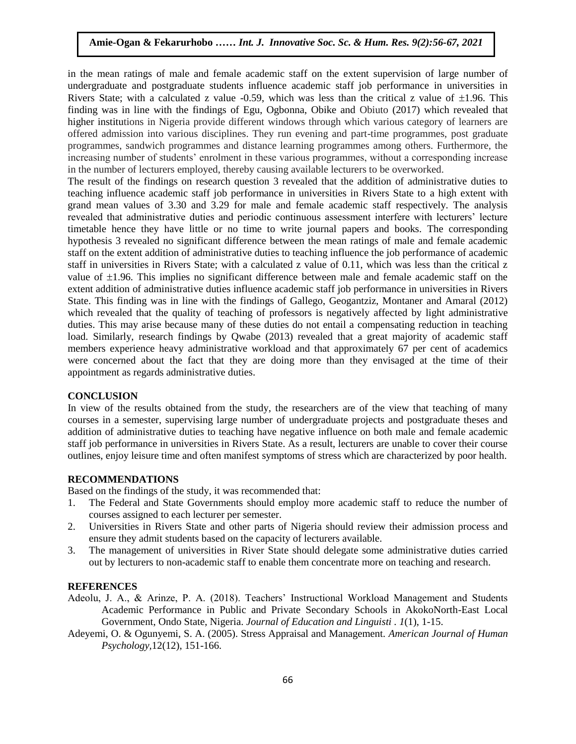in the mean ratings of male and female academic staff on the extent supervision of large number of undergraduate and postgraduate students influence academic staff job performance in universities in Rivers State; with a calculated z value -0.59, which was less than the critical z value of ±1.96. This finding was in line with the findings of Egu, Ogbonna, Obike and Obiuto (2017) which revealed that higher institutions in Nigeria provide different windows through which various category of learners are offered admission into various disciplines. They run evening and part-time programmes, post graduate programmes, sandwich programmes and distance learning programmes among others. Furthermore, the increasing number of students' enrolment in these various programmes, without a corresponding increase in the number of lecturers employed, thereby causing available lecturers to be overworked.

The result of the findings on research question 3 revealed that the addition of administrative duties to teaching influence academic staff job performance in universities in Rivers State to a high extent with grand mean values of 3.30 and 3.29 for male and female academic staff respectively. The analysis revealed that administrative duties and periodic continuous assessment interfere with lecturers' lecture timetable hence they have little or no time to write journal papers and books. The corresponding hypothesis 3 revealed no significant difference between the mean ratings of male and female academic staff on the extent addition of administrative duties to teaching influence the job performance of academic staff in universities in Rivers State; with a calculated z value of 0.11, which was less than the critical z value of ±1.96. This implies no significant difference between male and female academic staff on the extent addition of administrative duties influence academic staff job performance in universities in Rivers State. This finding was in line with the findings of Gallego, Geogantziz, Montaner and Amaral (2012) which revealed that the quality of teaching of professors is negatively affected by light administrative duties. This may arise because many of these duties do not entail a compensating reduction in teaching load. Similarly, research findings by Qwabe (2013) revealed that a great majority of academic staff members experience heavy administrative workload and that approximately 67 per cent of academics were concerned about the fact that they are doing more than they envisaged at the time of their appointment as regards administrative duties.

## CONCLUSION

In view of the results obtained from the study, the researchers are of the view that teaching of many courses in a semester, supervising large number of undergraduate projects and postgraduate theses and addition of administrative duties to teaching have negative influence on both male and female academic staff job performance in universities in Rivers State. As a result, lecturers are unable to cover their course outlines, enjoy leisure time and often manifest symptoms of stress which are characterized by poor health.

## RECOMMENDATIONS

Based on the findings of the study, it was recommended that:

1. The Federal and State Governments should employ more academic staff to reduce the number of courses assigned to each lecturer per semester.
2. Universities in Rivers State and other parts of Nigeria should review their admission process and ensure they admit students based on the capacity of lecturers available.
3. The management of universities in River State should delegate some administrative duties carried out by lecturers to non-academic staff to enable them concentrate more on teaching and research.

## REFERENCES

Adeolu, J. A., & Arinze, P. A. (2018). Teachers' Instructional Workload Management and Students Academic Performance in Public and Private Secondary Schools in AkokoNorth-East Local Government, Ondo State, Nigeria. *Journal of Education and Linguisti . 1*(1), 1-15.

Adeyemi, O. & Ogunyemi, S. A. (2005). Stress Appraisal and Management. *American Journal of Human Psychology*,12(12), 151-166.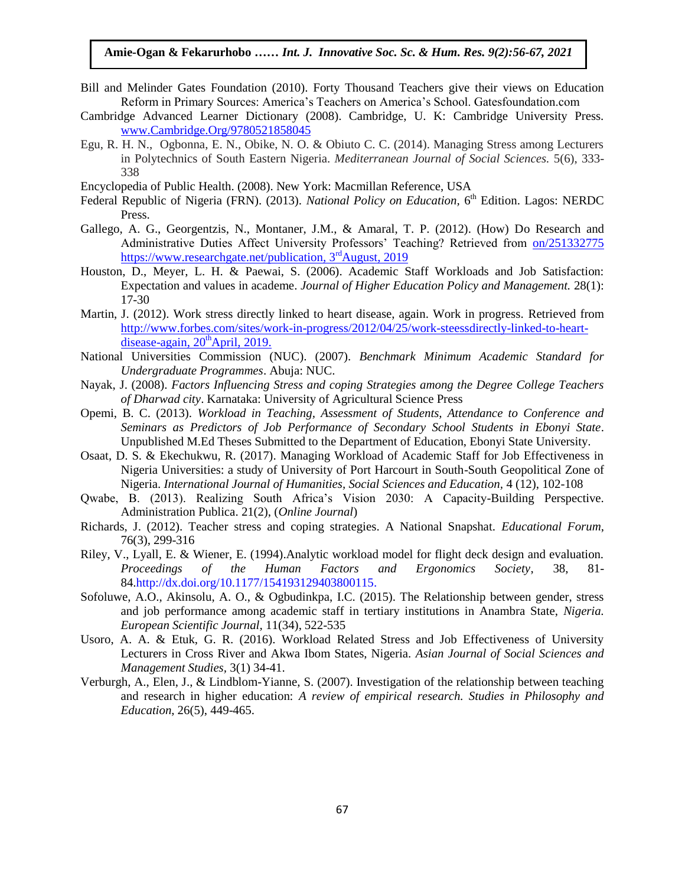Bill and Melinder Gates Foundation (2010). Forty Thousand Teachers give their views on Education Reform in Primary Sources: America's Teachers on America's School. Gatesfoundation.com

Cambridge Advanced Learner Dictionary (2008). Cambridge, U. K: Cambridge University Press. www.Cambridge.Org/9780521858045

Egu, R. H. N., Ogbonna, E. N., Obike, N. O. & Obiuto C. C. (2014). Managing Stress among Lecturers in Polytechnics of South Eastern Nigeria. *Mediterranean Journal of Social Sciences.* 5(6), 333-338

Encyclopedia of Public Health. (2008). New York: Macmillan Reference, USA

Federal Republic of Nigeria (FRN). (2013). *National Policy on Education*, 6th Edition. Lagos: NERDC Press.

Gallego, A. G., Georgentzis, N., Montaner, J.M., & Amaral, T. P. (2012). (How) Do Research and Administrative Duties Affect University Professors' Teaching? Retrieved from on/251332775 https://www.researchgate.net/publication, 3rd August, 2019

Houston, D., Meyer, L. H. & Paewai, S. (2006). Academic Staff Workloads and Job Satisfaction: Expectation and values in academe. *Journal of Higher Education Policy and Management.* 28(1): 17-30

Martin, J. (2012). Work stress directly linked to heart disease, again. Work in progress. Retrieved from http://www.forbes.com/sites/work-in-progress/2012/04/25/work-steessdirectly-linked-to-heart-disease-again, 20th April, 2019.

National Universities Commission (NUC). (2007). *Benchmark Minimum Academic Standard for Undergraduate Programmes*. Abuja: NUC.

Nayak, J. (2008). *Factors Influencing Stress and coping Strategies among the Degree College Teachers of Dharwad city*. Karnataka: University of Agricultural Science Press

Opemi, B. C. (2013). *Workload in Teaching, Assessment of Students, Attendance to Conference and Seminars as Predictors of Job Performance of Secondary School Students in Ebonyi State*. Unpublished M.Ed Theses Submitted to the Department of Education, Ebonyi State University.

Osaat, D. S. & Ekechukwu, R. (2017). Managing Workload of Academic Staff for Job Effectiveness in Nigeria Universities: a study of University of Port Harcourt in South-South Geopolitical Zone of Nigeria. *International Journal of Humanities, Social Sciences and Education,* 4 (12), 102-108

Qwabe, B. (2013). Realizing South Africa's Vision 2030: A Capacity-Building Perspective. Administration Publica. 21(2), (*Online Journal*)

Richards, J. (2012). Teacher stress and coping strategies. A National Snapshat. *Educational Forum*, 76(3), 299-316

Riley, V., Lyall, E. & Wiener, E. (1994).Analytic workload model for flight deck design and evaluation. *Proceedings of the Human Factors and Ergonomics Society*, 38, 81-84.http://dx.doi.org/10.1177/154193129403800115.

Sofoluwe, A.O., Akinsolu, A. O., & Ogbudinkpa, I.C. (2015). The Relationship between gender, stress and job performance among academic staff in tertiary institutions in Anambra State, *Nigeria. European Scientific Journal,* 11(34), 522-535

Usoro, A. A. & Etuk, G. R. (2016). Workload Related Stress and Job Effectiveness of University Lecturers in Cross River and Akwa Ibom States, Nigeria. *Asian Journal of Social Sciences and Management Studies,* 3(1) 34-41.

Verburgh, A., Elen, J., & Lindblom-Yianne, S. (2007). Investigation of the relationship between teaching and research in higher education: *A review of empirical research. Studies in Philosophy and Education*, 26(5), 449-465.